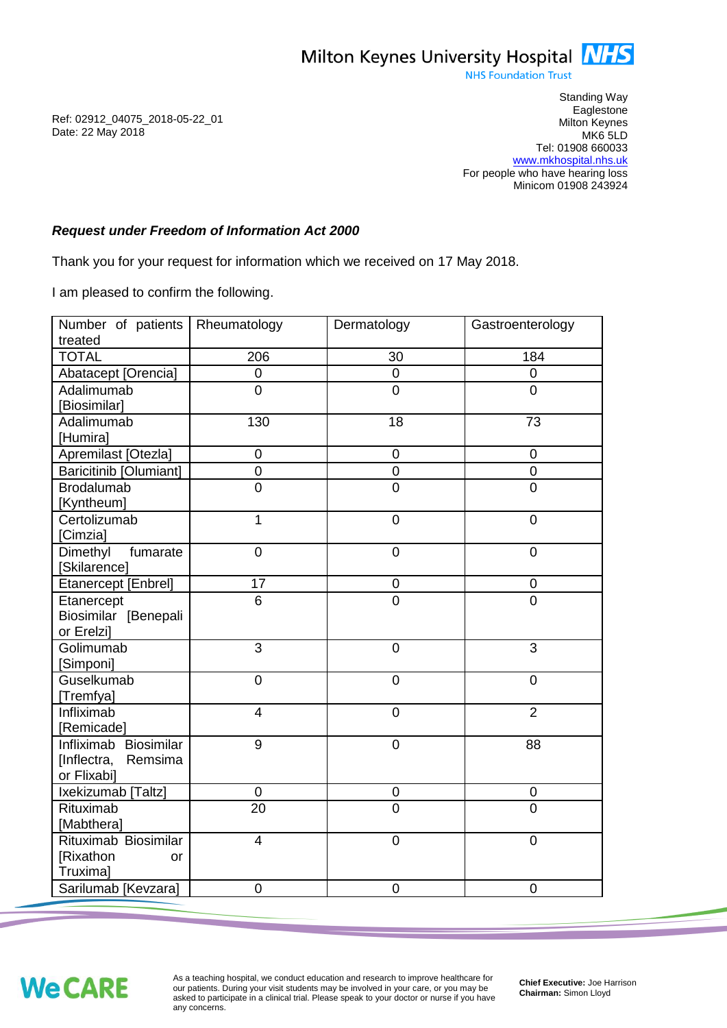Milton Keynes University Hospital NHS
NHS Foundation Trust

Standing Way
Eaglestone
Milton Keynes
MK6 5LD
Tel: 01908 660033
www.mkhospital.nhs.uk
For people who have hearing loss
Minicom 01908 243924

Ref: 02912_04075_2018-05-22_01
Date: 22 May 2018

***Request under Freedom of Information Act 2000***

Thank you for your request for information which we received on 17 May 2018.

I am pleased to confirm the following.

| Number of patients treated | Rheumatology | Dermatology | Gastroenterology |
|---|---|---|---|
| TOTAL | 206 | 30 | 184 |
| Abatacept [Orencia] | 0 | 0 | 0 |
| Adalimumab [Biosimilar] | 0 | 0 | 0 |
| Adalimumab [Humira] | 130 | 18 | 73 |
| Apremilast [Otezla] | 0 | 0 | 0 |
| Baricitinib [Olumiant] | 0 | 0 | 0 |
| Brodalumab [Kyntheum] | 0 | 0 | 0 |
| Certolizumab [Cimzia] | 1 | 0 | 0 |
| Dimethyl fumarate [Skilarence] | 0 | 0 | 0 |
| Etanercept [Enbrel] | 17 | 0 | 0 |
| Etanercept Biosimilar [Benepali or Erelzi] | 6 | 0 | 0 |
| Golimumab [Simponi] | 3 | 0 | 3 |
| Guselkumab [Tremfya] | 0 | 0 | 0 |
| Infliximab [Remicade] | 4 | 0 | 2 |
| Infliximab Biosimilar [Inflectra, Remsima or Flixabi] | 9 | 0 | 88 |
| Ixekizumab [Taltz] | 0 | 0 | 0 |
| Rituximab [Mabthera] | 20 | 0 | 0 |
| Rituximab Biosimilar [Rixathon or Truxima] | 4 | 0 | 0 |
| Sarilumab [Kevzara] | 0 | 0 | 0 |

We CARE

As a teaching hospital, we conduct education and research to improve healthcare for our patients. During your visit students may be involved in your care, or you may be asked to participate in a clinical trial. Please speak to your doctor or nurse if you have any concerns.

**Chief Executive:** Joe Harrison
**Chairman:** Simon Lloyd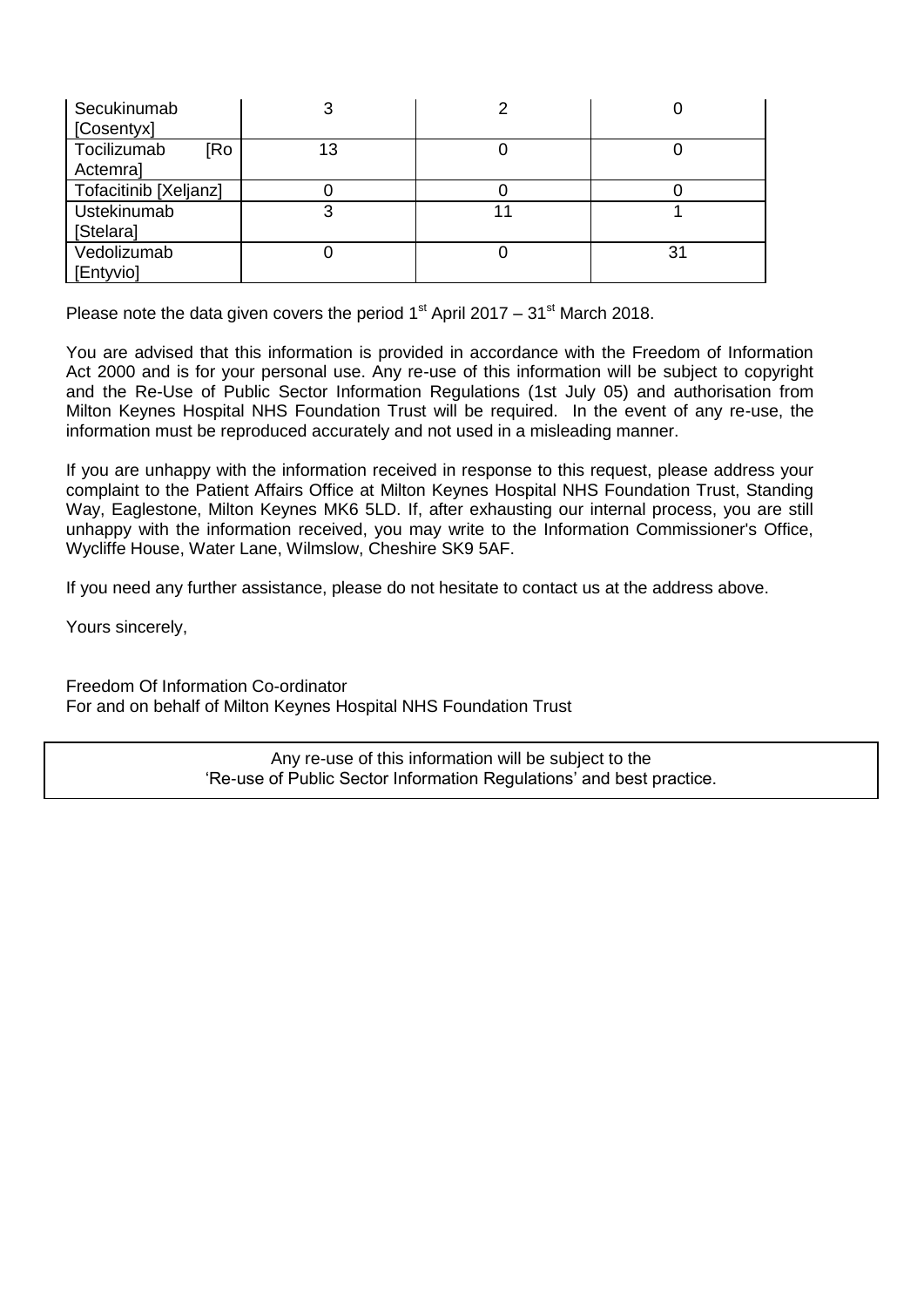| | | | |
|---|---|---|---|
| Secukinumab [Cosentyx] | 3 | 2 | 0 |
| Tocilizumab [Ro Actemra] | 13 | 0 | 0 |
| Tofacitinib [Xeljanz] | 0 | 0 | 0 |
| Ustekinumab [Stelara] | 3 | 11 | 1 |
| Vedolizumab [Entyvio] | 0 | 0 | 31 |

Please note the data given covers the period 1st April 2017 – 31st March 2018.

You are advised that this information is provided in accordance with the Freedom of Information Act 2000 and is for your personal use. Any re-use of this information will be subject to copyright and the Re-Use of Public Sector Information Regulations (1st July 05) and authorisation from Milton Keynes Hospital NHS Foundation Trust will be required. In the event of any re-use, the information must be reproduced accurately and not used in a misleading manner.

If you are unhappy with the information received in response to this request, please address your complaint to the Patient Affairs Office at Milton Keynes Hospital NHS Foundation Trust, Standing Way, Eaglestone, Milton Keynes MK6 5LD. If, after exhausting our internal process, you are still unhappy with the information received, you may write to the Information Commissioner's Office, Wycliffe House, Water Lane, Wilmslow, Cheshire SK9 5AF.

If you need any further assistance, please do not hesitate to contact us at the address above.

Yours sincerely,

Freedom Of Information Co-ordinator
For and on behalf of Milton Keynes Hospital NHS Foundation Trust

Any re-use of this information will be subject to the 'Re-use of Public Sector Information Regulations' and best practice.